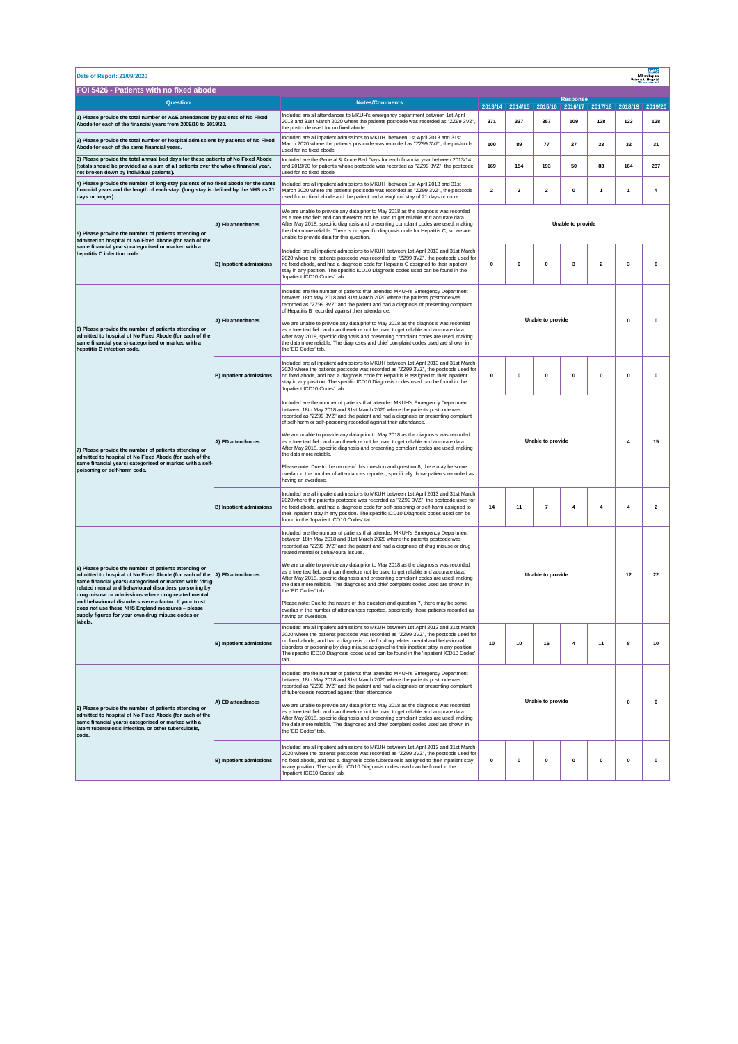**Date of Report: 21/09/2020**

## FOI 5426 - Patients with no fixed abode

| Question | | Notes/Comments | Response | | | | | | |
|---|---|---|---|---|---|---|---|---|---|
| | | | 2013/14 | 2014/15 | 2015/16 | 2016/17 | 2017/18 | 2018/19 | 2019/20 |
| 1) Please provide the total number of A&E attendances by patients of No Fixed Abode for each of the financial years from 2009/10 to 2019/20. | | Included are all attendances to MKUH's emergency department between 1st April 2013 and 31st March 2020 where the patients postcode was recorded as "ZZ99 3VZ", the postcode used for no fixed abode. | 371 | 337 | 357 | 109 | 128 | 123 | 128 |
| 2) Please provide the total number of hospital admissions by patients of No Fixed Abode for each of the same financial years. | | Included are all inpatient admissions to MKUH between 1st April 2013 and 31st March 2020 where the patients postcode was recorded as "ZZ99 3VZ", the postcode used for no fixed abode. | 100 | 89 | 77 | 27 | 33 | 32 | 31 |
| 3) Please provide the total annual bed days for these patients of No Fixed Abode (totals should be provided as a sum of all patients over the whole financial year, not broken down by individual patients). | | Included are the General & Acute Bed Days for each financial year between 2013/14 and 2019/20 for patients whose postcode was recorded as "ZZ99 3VZ", the postcode used for no fixed abode. | 169 | 154 | 193 | 50 | 83 | 164 | 237 |
| 4) Please provide the number of long-stay patients of no fixed abode for the same financial years and the length of each stay. (long stay is defined by the NHS as 21 days or longer). | | Included are all inpatient admissions to MKUH between 1st April 2013 and 31st March 2020 where the patients postcode was recorded as "ZZ99 3VZ", the postcode used for no fixed abode and the patient had a length of stay of 21 days or more. | 2 | 2 | 2 | 0 | 1 | 1 | 4 |
| 5) Please provide the number of patients attending or admitted to hospital of No Fixed Abode (for each of the same financial years) categorised or marked with a hepatitis C infection code. | A) ED attendances | We are unable to provide any data prior to May 2018 as the diagnosis was recorded as a free text field and can therefore not be used to get reliable and accurate data. After May 2018, specific diagnosis and presenting complaint codes are used, making the data more reliable. There is no specific diagnosis code for Hepatitis C, so we are unable to provide data for this question. | Unable to provide | | | | | | |
| | B) Inpatient admissions | Included are all inpatient admissions to MKUH between 1st April 2013 and 31st March 2020 where the patients postcode was recorded as "ZZ99 3VZ", the postcode used for no fixed abode, and had a diagnosis code for Hepatitis C assigned to their inpatient stay in any position. The specific ICD10 Diagnosis codes used can be found in the 'Inpatient ICD10 Codes' tab. | 0 | 0 | 0 | 3 | 2 | 3 | 6 |
| 6) Please provide the number of patients attending or admitted to hospital of No Fixed Abode (for each of the same financial years) categorised or marked with a hepatitis B infection code. | A) ED attendances | Included are the number of patients that attended MKUH's Emergency Department between 18th May 2018 and 31st March 2020 where the patients postcode was recorded as "ZZ99 3VZ" and the patient and had a diagnosis or presenting complaint of Hepatitis B recorded against their attendance.<br><br>We are unable to provide any data prior to May 2018 as the diagnosis was recorded as a free text field and can therefore not be used to get reliable and accurate data. After May 2018, specific diagnosis and presenting complaint codes are used, making the data more reliable. The diagnoses and chief complaint codes used are shown in the 'ED Codes' tab. | Unable to provide | | | | | 0 | 0 |
| | B) Inpatient admissions | Included are all inpatient admissions to MKUH between 1st April 2013 and 31st March 2020 where the patients postcode was recorded as "ZZ99 3VZ", the postcode used for no fixed abode, and had a diagnosis code for Hepatitis B assigned to their inpatient stay in any position. The specific ICD10 Diagnosis codes used can be found in the 'Inpatient ICD10 Codes' tab. | 0 | 0 | 0 | 0 | 0 | 0 | 0 |
| 7) Please provide the number of patients attending or admitted to hospital of No Fixed Abode (for each of the same financial years) categorised or marked with a self-poisoning or self-harm code. | A) ED attendances | Included are the number of patients that attended MKUH's Emergency Department between 18th May 2018 and 31st March 2020 where the patients postcode was recorded as "ZZ99 3VZ" and the patient and had a diagnosis or presenting complaint of self-harm or self-poisoning recorded against their attendance.<br><br>We are unable to provide any data prior to May 2018 as the diagnosis was recorded as a free text field and can therefore not be used to get reliable and accurate data. After May 2018, specific diagnosis and presenting complaint codes are used, making the data more reliable.<br><br>Please note: Due to the nature of this question and question 8, there may be some overlap in the number of attendances reported, specifically those patients recorded as having an overdose. | Unable to provide | | | | | 4 | 15 |
| | B) Inpatient admissions | Included are all inpatient admissions to MKUH between 1st April 2013 and 31st March 2020where the patients postcode was recorded as "ZZ99 3VZ", the postcode used for no fixed abode, and had a diagnosis code for self-poisoning or self-harm assigned to their inpatient stay in any position. The specific ICD10 Diagnosis codes used can be found in the 'Inpatient ICD10 Codes' tab. | 14 | 11 | 7 | 4 | 4 | 4 | 2 |
| 8) Please provide the number of patients attending or admitted to hospital of No Fixed Abode (for each of the same financial years) categorised or marked with: 'drug related mental and behavioural disorders, poisoning by drug misuse or admissions where drug related mental and behavioural disorders were a factor. If your trust does not use these NHS England measures – please supply figures for your own drug misuse codes or labels. | A) ED attendances | Included are the number of patients that attended MKUH's Emergency Department between 18th May 2018 and 31st March 2020 where the patients postcode was recorded as "ZZ99 3VZ" and the patient and had a diagnosis of drug misuse or drug related mental or behavioural issues.<br><br>We are unable to provide any data prior to May 2018 as the diagnosis was recorded as a free text field and can therefore not be used to get reliable and accurate data. After May 2018, specific diagnosis and presenting complaint codes are used, making the data more reliable. The diagnoses and chief complaint codes used are shown in the 'ED Codes' tab.<br><br>Please note: Due to the nature of this question and question 7, there may be some overlap in the number of attendances reported, specifically those patients recorded as having an overdose. | Unable to provide | | | | | 12 | 22 |
| | B) Inpatient admissions | Included are all inpatient admissions to MKUH between 1st April 2013 and 31st March 2020 where the patients postcode was recorded as "ZZ99 3VZ", the postcode used for no fixed abode, and had a diagnosis code for drug related mental and behavioural disorders or poisoning by drug misuse assigned to their inpatient stay in any position. The specific ICD10 Diagnosis codes used can be found in the 'Inpatient ICD10 Codes' tab. | 10 | 10 | 16 | 4 | 11 | 8 | 10 |
| 9) Please provide the number of patients attending or admitted to hospital of No Fixed Abode (for each of the same financial years) categorised or marked with a latent tuberculosis infection, or other tuberculosis, code. | A) ED attendances | Included are the number of patients that attended MKUH's Emergency Department between 18th May 2018 and 31st March 2020 where the patients postcode was recorded as "ZZ99 3VZ" and the patient and had a diagnosis or presenting complaint of tuberculosis recorded against their attendance.<br><br>We are unable to provide any data prior to May 2018 as the diagnosis was recorded as a free text field and can therefore not be used to get reliable and accurate data. After May 2018, specific diagnosis and presenting complaint codes are used, making the data more reliable. The diagnoses and chief complaint codes used are shown in the 'ED Codes' tab. | Unable to provide | | | | | 0 | 0 |
| | B) Inpatient admissions | Included are all inpatient admissions to MKUH between 1st April 2013 and 31st March 2020 where the patients postcode was recorded as "ZZ99 3VZ", the postcode used for no fixed abode, and had a diagnosis code tuberculosis assigned to their inpatient stay in any position. The specific ICD10 Diagnosis codes used can be found in the 'Inpatient ICD10 Codes' tab. | 0 | 0 | 0 | 0 | 0 | 0 | 0 |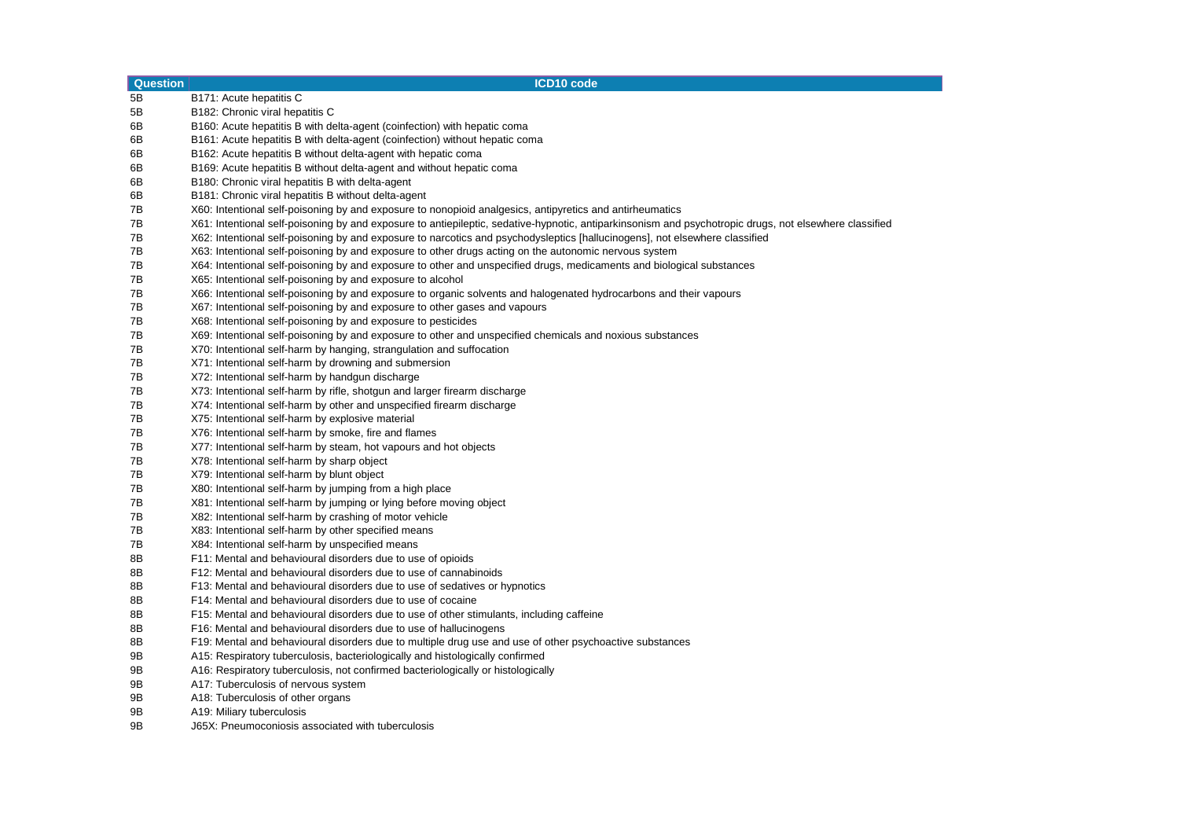| Question | ICD10 code |
| --- | --- |
| 5B | B171: Acute hepatitis C |
| 5B | B182: Chronic viral hepatitis C |
| 6B | B160: Acute hepatitis B with delta-agent (coinfection) with hepatic coma |
| 6B | B161: Acute hepatitis B with delta-agent (coinfection) without hepatic coma |
| 6B | B162: Acute hepatitis B without delta-agent with hepatic coma |
| 6B | B169: Acute hepatitis B without delta-agent and without hepatic coma |
| 6B | B180: Chronic viral hepatitis B with delta-agent |
| 6B | B181: Chronic viral hepatitis B without delta-agent |
| 7B | X60: Intentional self-poisoning by and exposure to nonopioid analgesics, antipyretics and antirheumatics |
| 7B | X61: Intentional self-poisoning by and exposure to antiepileptic, sedative-hypnotic, antiparkinsonism and psychotropic drugs, not elsewhere classified |
| 7B | X62: Intentional self-poisoning by and exposure to narcotics and psychodysleptics [hallucinogens], not elsewhere classified |
| 7B | X63: Intentional self-poisoning by and exposure to other drugs acting on the autonomic nervous system |
| 7B | X64: Intentional self-poisoning by and exposure to other and unspecified drugs, medicaments and biological substances |
| 7B | X65: Intentional self-poisoning by and exposure to alcohol |
| 7B | X66: Intentional self-poisoning by and exposure to organic solvents and halogenated hydrocarbons and their vapours |
| 7B | X67: Intentional self-poisoning by and exposure to other gases and vapours |
| 7B | X68: Intentional self-poisoning by and exposure to pesticides |
| 7B | X69: Intentional self-poisoning by and exposure to other and unspecified chemicals and noxious substances |
| 7B | X70: Intentional self-harm by hanging, strangulation and suffocation |
| 7B | X71: Intentional self-harm by drowning and submersion |
| 7B | X72: Intentional self-harm by handgun discharge |
| 7B | X73: Intentional self-harm by rifle, shotgun and larger firearm discharge |
| 7B | X74: Intentional self-harm by other and unspecified firearm discharge |
| 7B | X75: Intentional self-harm by explosive material |
| 7B | X76: Intentional self-harm by smoke, fire and flames |
| 7B | X77: Intentional self-harm by steam, hot vapours and hot objects |
| 7B | X78: Intentional self-harm by sharp object |
| 7B | X79: Intentional self-harm by blunt object |
| 7B | X80: Intentional self-harm by jumping from a high place |
| 7B | X81: Intentional self-harm by jumping or lying before moving object |
| 7B | X82: Intentional self-harm by crashing of motor vehicle |
| 7B | X83: Intentional self-harm by other specified means |
| 7B | X84: Intentional self-harm by unspecified means |
| 8B | F11: Mental and behavioural disorders due to use of opioids |
| 8B | F12: Mental and behavioural disorders due to use of cannabinoids |
| 8B | F13: Mental and behavioural disorders due to use of sedatives or hypnotics |
| 8B | F14: Mental and behavioural disorders due to use of cocaine |
| 8B | F15: Mental and behavioural disorders due to use of other stimulants, including caffeine |
| 8B | F16: Mental and behavioural disorders due to use of hallucinogens |
| 8B | F19: Mental and behavioural disorders due to multiple drug use and use of other psychoactive substances |
| 9B | A15: Respiratory tuberculosis, bacteriologically and histologically confirmed |
| 9B | A16: Respiratory tuberculosis, not confirmed bacteriologically or histologically |
| 9B | A17: Tuberculosis of nervous system |
| 9B | A18: Tuberculosis of other organs |
| 9B | A19: Miliary tuberculosis |
| 9B | J65X: Pneumoconiosis associated with tuberculosis |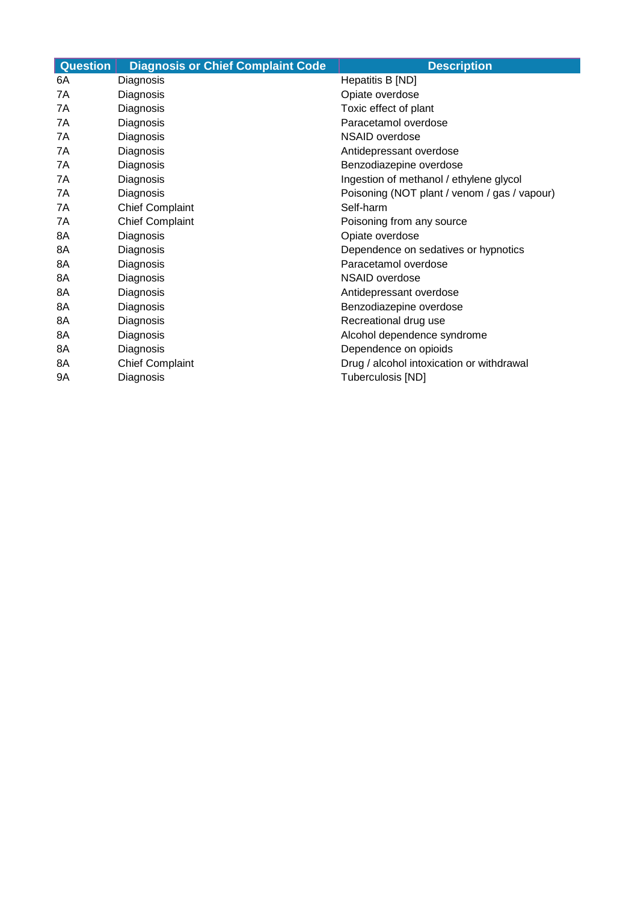| Question | Diagnosis or Chief Complaint Code | Description |
|---|---|---|
| 6A | Diagnosis | Hepatitis B [ND] |
| 7A | Diagnosis | Opiate overdose |
| 7A | Diagnosis | Toxic effect of plant |
| 7A | Diagnosis | Paracetamol overdose |
| 7A | Diagnosis | NSAID overdose |
| 7A | Diagnosis | Antidepressant overdose |
| 7A | Diagnosis | Benzodiazepine overdose |
| 7A | Diagnosis | Ingestion of methanol / ethylene glycol |
| 7A | Diagnosis | Poisoning (NOT plant / venom / gas / vapour) |
| 7A | Chief Complaint | Self-harm |
| 7A | Chief Complaint | Poisoning from any source |
| 8A | Diagnosis | Opiate overdose |
| 8A | Diagnosis | Dependence on sedatives or hypnotics |
| 8A | Diagnosis | Paracetamol overdose |
| 8A | Diagnosis | NSAID overdose |
| 8A | Diagnosis | Antidepressant overdose |
| 8A | Diagnosis | Benzodiazepine overdose |
| 8A | Diagnosis | Recreational drug use |
| 8A | Diagnosis | Alcohol dependence syndrome |
| 8A | Diagnosis | Dependence on opioids |
| 8A | Chief Complaint | Drug / alcohol intoxication or withdrawal |
| 9A | Diagnosis | Tuberculosis [ND] |